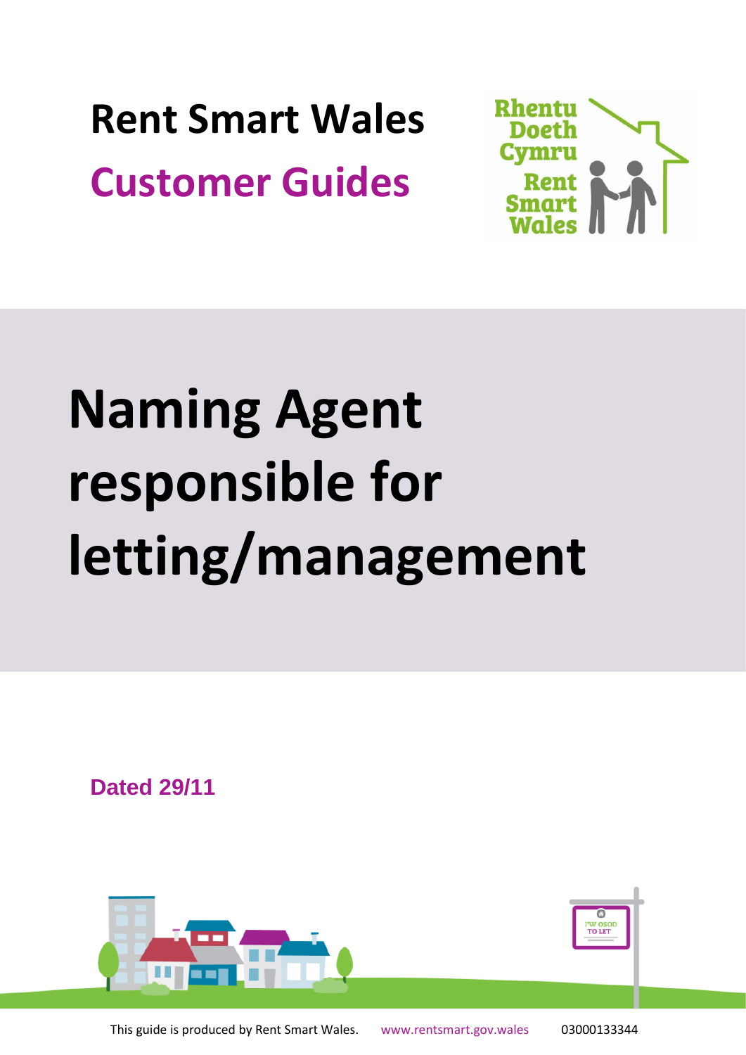# Rent Smart Wales

## Customer Guides

# Naming Agent responsible for letting/management

**Dated 29/11**

This guide is produced by Rent Smart Wales. www.rentsmart.gov.wales 03000133344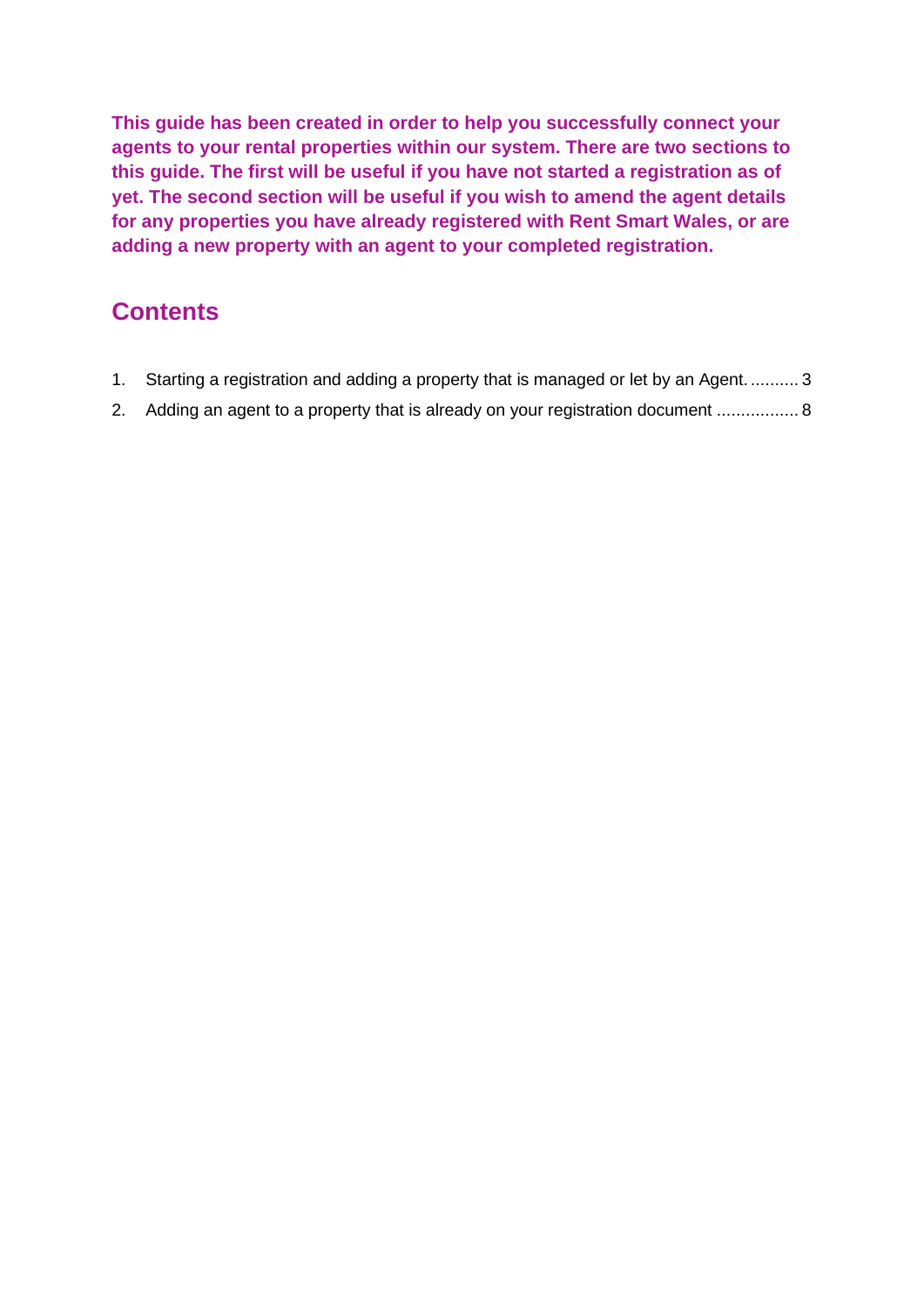**This guide has been created in order to help you successfully connect your agents to your rental properties within our system. There are two sections to this guide. The first will be useful if you have not started a registration as of yet. The second section will be useful if you wish to amend the agent details for any properties you have already registered with Rent Smart Wales, or are adding a new property with an agent to your completed registration.**

## Contents

1. Starting a registration and adding a property that is managed or let by an Agent. .......... 3
2. Adding an agent to a property that is already on your registration document ................. 8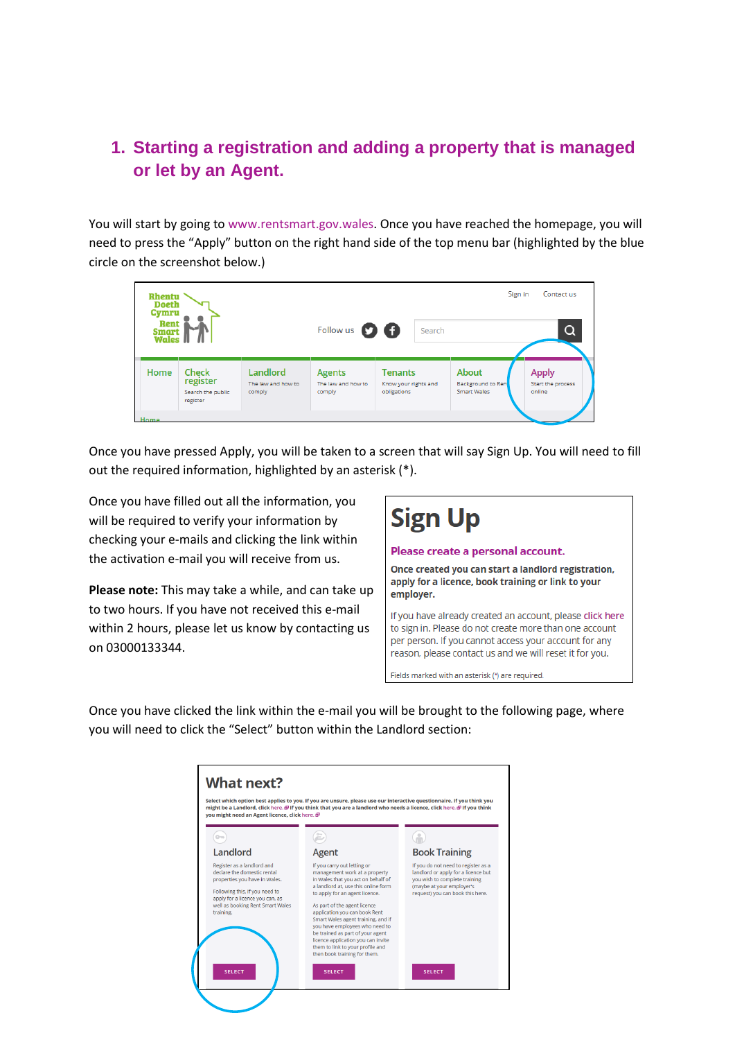## 1. Starting a registration and adding a property that is managed or let by an Agent.

You will start by going to www.rentsmart.gov.wales. Once you have reached the homepage, you will need to press the "Apply" button on the right hand side of the top menu bar (highlighted by the blue circle on the screenshot below.)

Once you have pressed Apply, you will be taken to a screen that will say Sign Up. You will need to fill out the required information, highlighted by an asterisk (*).

Once you have filled out all the information, you will be required to verify your information by checking your e-mails and clicking the link within the activation e-mail you will receive from us.

**Please note:** This may take a while, and can take up to two hours. If you have not received this e-mail within 2 hours, please let us know by contacting us on 03000133344.

Once you have clicked the link within the e-mail you will be brought to the following page, where you will need to click the "Select" button within the Landlord section: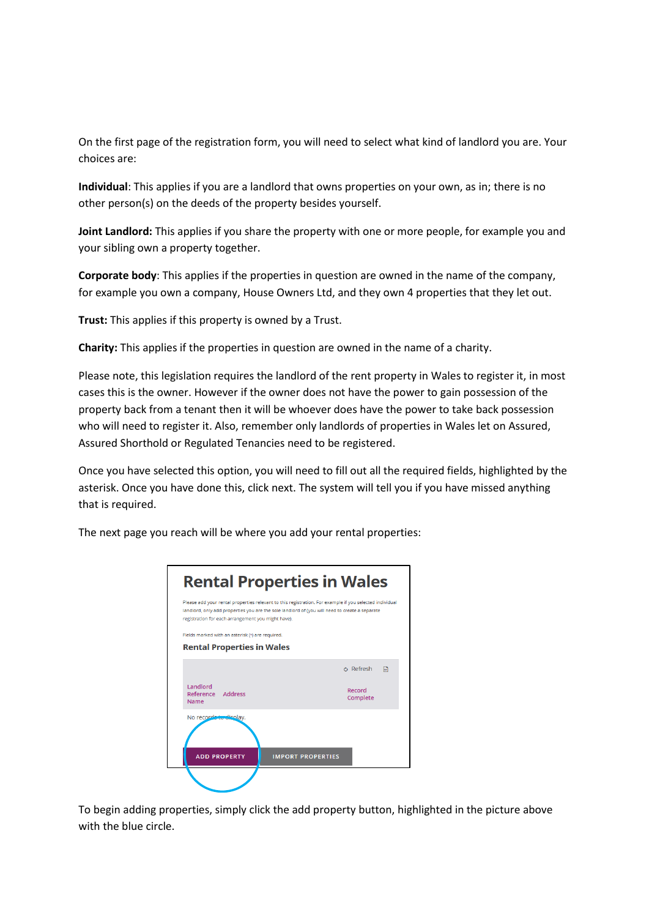On the first page of the registration form, you will need to select what kind of landlord you are. Your choices are:

**Individual**: This applies if you are a landlord that owns properties on your own, as in; there is no other person(s) on the deeds of the property besides yourself.

**Joint Landlord:** This applies if you share the property with one or more people, for example you and your sibling own a property together.

**Corporate body**: This applies if the properties in question are owned in the name of the company, for example you own a company, House Owners Ltd, and they own 4 properties that they let out.

**Trust:** This applies if this property is owned by a Trust.

**Charity:** This applies if the properties in question are owned in the name of a charity.

Please note, this legislation requires the landlord of the rent property in Wales to register it, in most cases this is the owner. However if the owner does not have the power to gain possession of the property back from a tenant then it will be whoever does have the power to take back possession who will need to register it. Also, remember only landlords of properties in Wales let on Assured, Assured Shorthold or Regulated Tenancies need to be registered.

Once you have selected this option, you will need to fill out all the required fields, highlighted by the asterisk. Once you have done this, click next. The system will tell you if you have missed anything that is required.

The next page you reach will be where you add your rental properties:

To begin adding properties, simply click the add property button, highlighted in the picture above with the blue circle.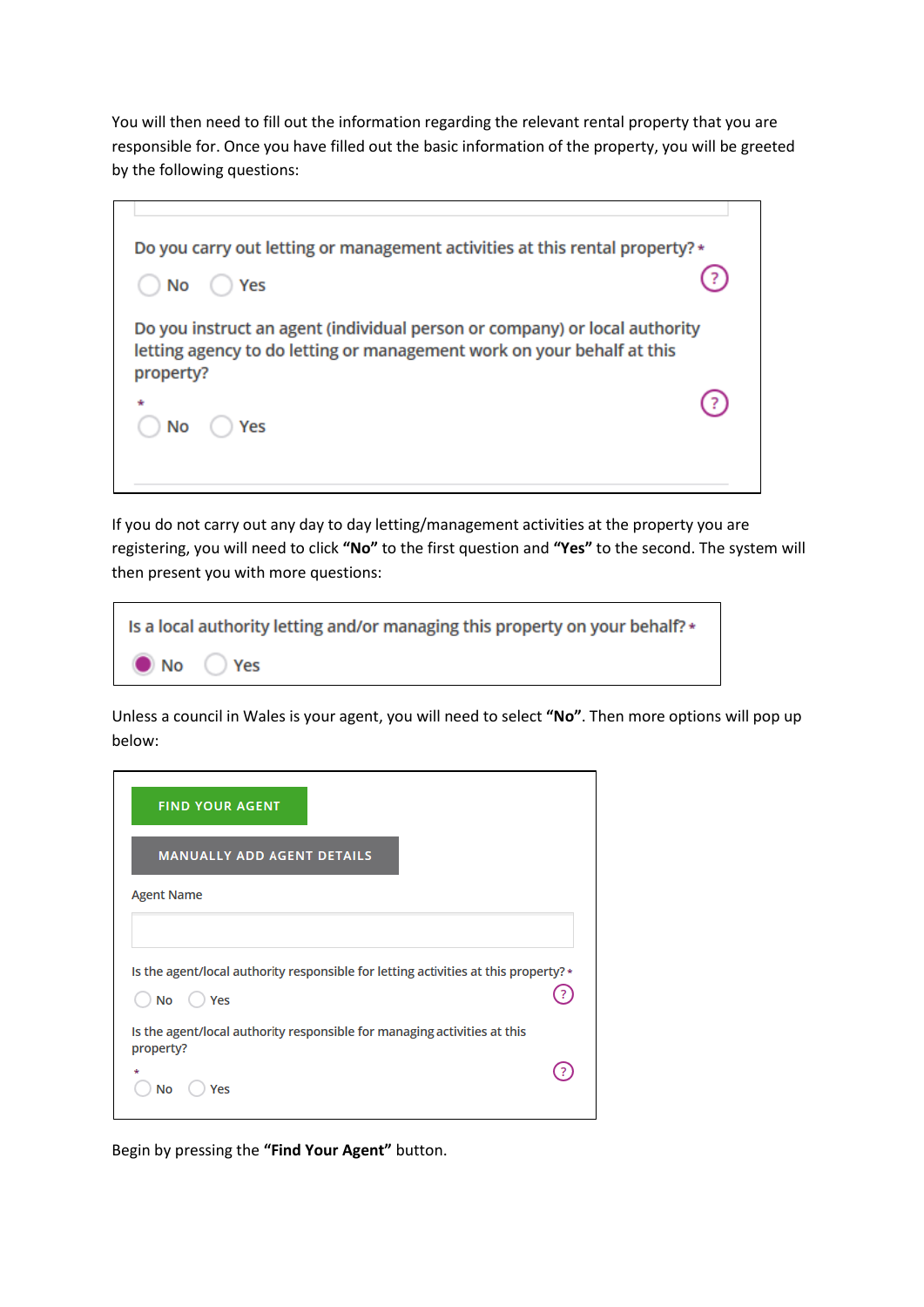You will then need to fill out the information regarding the relevant rental property that you are responsible for. Once you have filled out the basic information of the property, you will be greeted by the following questions:

Do you carry out letting or management activities at this rental property? *

No Yes

Do you instruct an agent (individual person or company) or local authority letting agency to do letting or management work on your behalf at this property?

*

No Yes

If you do not carry out any day to day letting/management activities at the property you are registering, you will need to click **"No"** to the first question and **"Yes"** to the second. The system will then present you with more questions:

Is a local authority letting and/or managing this property on your behalf? *

No Yes

Unless a council in Wales is your agent, you will need to select **"No"**. Then more options will pop up below:

FIND YOUR AGENT

MANUALLY ADD AGENT DETAILS

Agent Name

Is the agent/local authority responsible for letting activities at this property? *

No Yes

Is the agent/local authority responsible for managing activities at this property?

*

No Yes

Begin by pressing the **"Find Your Agent"** button.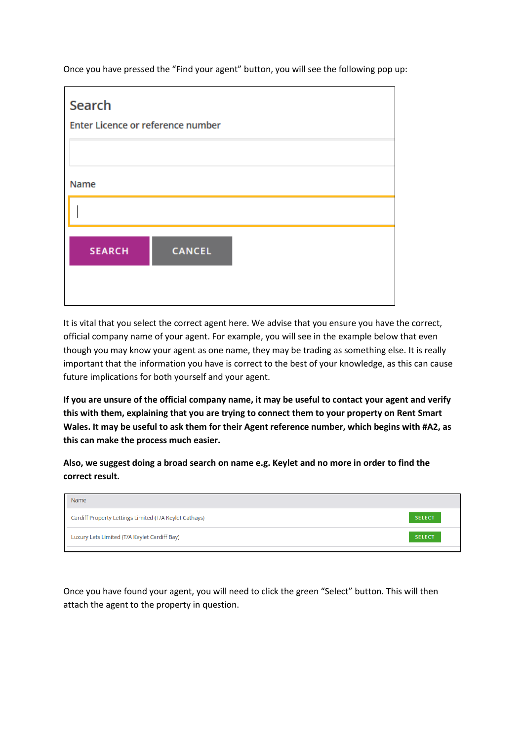Once you have pressed the "Find your agent" button, you will see the following pop up:

Search

Enter Licence or reference number

Name

SEARCH CANCEL

It is vital that you select the correct agent here. We advise that you ensure you have the correct, official company name of your agent. For example, you will see in the example below that even though you may know your agent as one name, they may be trading as something else. It is really important that the information you have is correct to the best of your knowledge, as this can cause future implications for both yourself and your agent.

**If you are unsure of the official company name, it may be useful to contact your agent and verify this with them, explaining that you are trying to connect them to your property on Rent Smart Wales. It may be useful to ask them for their Agent reference number, which begins with #A2, as this can make the process much easier.**

**Also, we suggest doing a broad search on name e.g. Keylet and no more in order to find the correct result.**

| Name | |
|---|---|
| Cardiff Property Lettings Limited (T/A Keylet Cathays) | SELECT |
| Luxury Lets Limited (T/A Keylet Cardiff Bay) | SELECT |

Once you have found your agent, you will need to click the green "Select" button. This will then attach the agent to the property in question.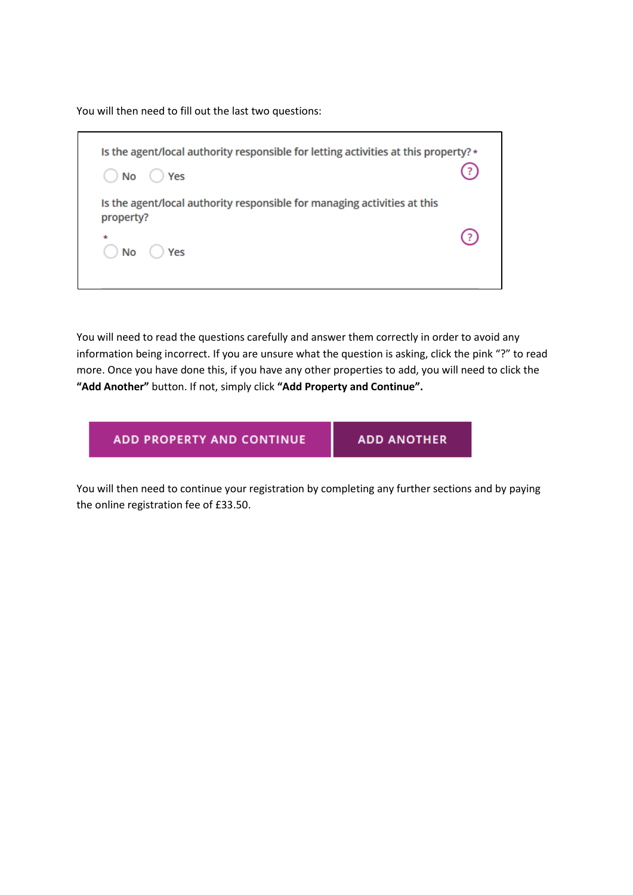You will then need to fill out the last two questions:

Is the agent/local authority responsible for letting activities at this property? *

No Yes

Is the agent/local authority responsible for managing activities at this property?

*

No Yes

You will need to read the questions carefully and answer them correctly in order to avoid any information being incorrect. If you are unsure what the question is asking, click the pink "?" to read more. Once you have done this, if you have any other properties to add, you will need to click the **"Add Another"** button. If not, simply click **"Add Property and Continue".**

ADD PROPERTY AND CONTINUE ADD ANOTHER

You will then need to continue your registration by completing any further sections and by paying the online registration fee of £33.50.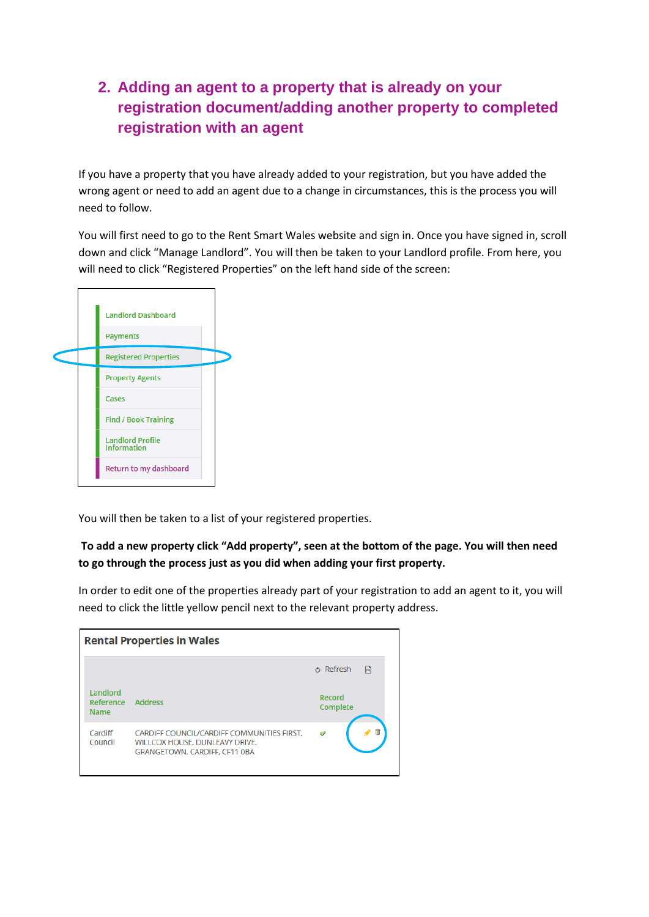## 2. Adding an agent to a property that is already on your registration document/adding another property to completed registration with an agent

If you have a property that you have already added to your registration, but you have added the wrong agent or need to add an agent due to a change in circumstances, this is the process you will need to follow.

You will first need to go to the Rent Smart Wales website and sign in. Once you have signed in, scroll down and click "Manage Landlord". You will then be taken to your Landlord profile. From here, you will need to click "Registered Properties" on the left hand side of the screen:

- Landlord Dashboard
- Payments
- Registered Properties
- Property Agents
- Cases
- Find / Book Training
- Landlord Profile Information
- Return to my dashboard

You will then be taken to a list of your registered properties.

**To add a new property click "Add property", seen at the bottom of the page. You will then need to go through the process just as you did when adding your first property.**

In order to edit one of the properties already part of your registration to add an agent to it, you will need to click the little yellow pencil next to the relevant property address.

**Rental Properties in Wales**

| Landlord Reference Name | Address | Record Complete | |
|---|---|---|---|
| Cardiff Council | CARDIFF COUNCIL/CARDIFF COMMUNITIES FIRST, WILLCOX HOUSE, DUNLEAVY DRIVE, GRANGETOWN, CARDIFF, CF11 0BA | ✔ | ✎ 🗑 |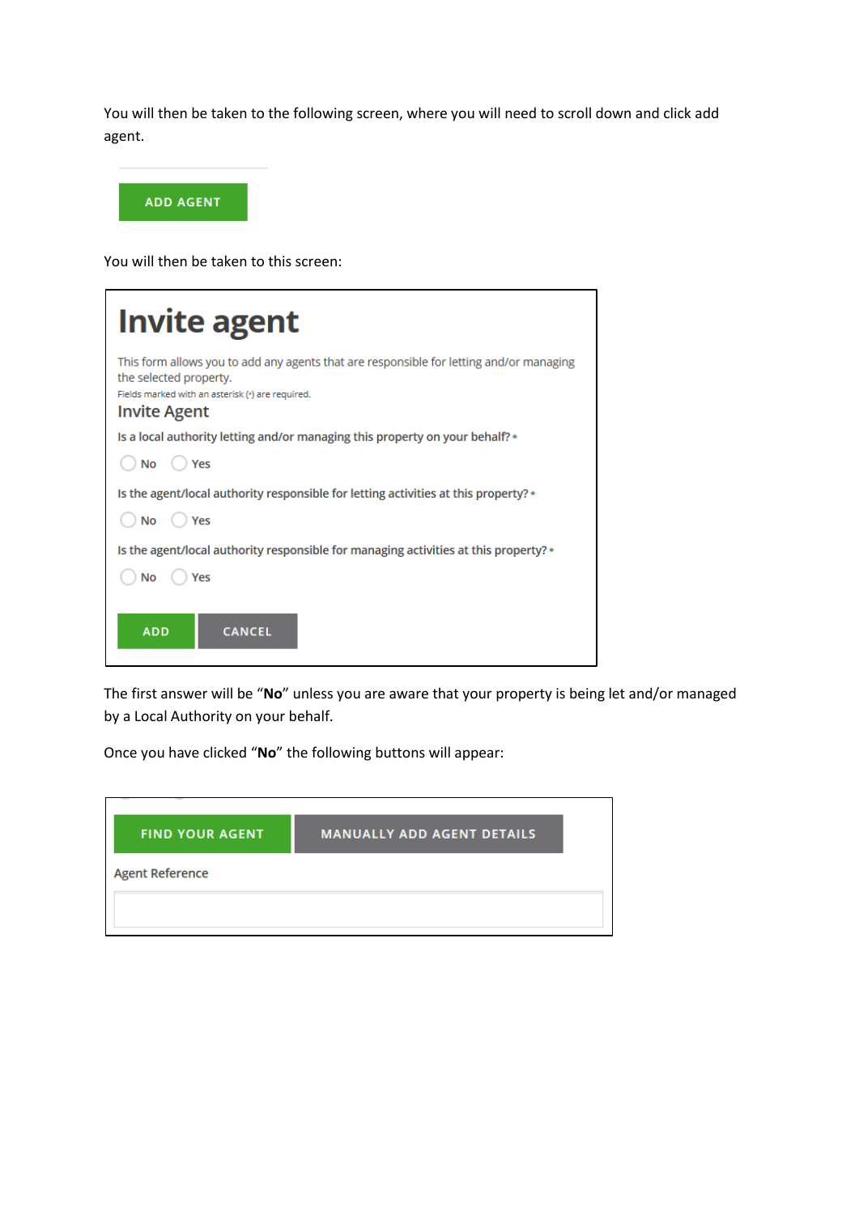You will then be taken to the following screen, where you will need to scroll down and click add agent.

ADD AGENT

You will then be taken to this screen:

# Invite agent

This form allows you to add any agents that are responsible for letting and/or managing the selected property.

Fields marked with an asterisk (*) are required.

## Invite Agent

Is a local authority letting and/or managing this property on your behalf? *

No Yes

Is the agent/local authority responsible for letting activities at this property? *

No Yes

Is the agent/local authority responsible for managing activities at this property? *

No Yes

ADD CANCEL

The first answer will be "**No**" unless you are aware that your property is being let and/or managed by a Local Authority on your behalf.

Once you have clicked "**No**" the following buttons will appear:

FIND YOUR AGENT MANUALLY ADD AGENT DETAILS

Agent Reference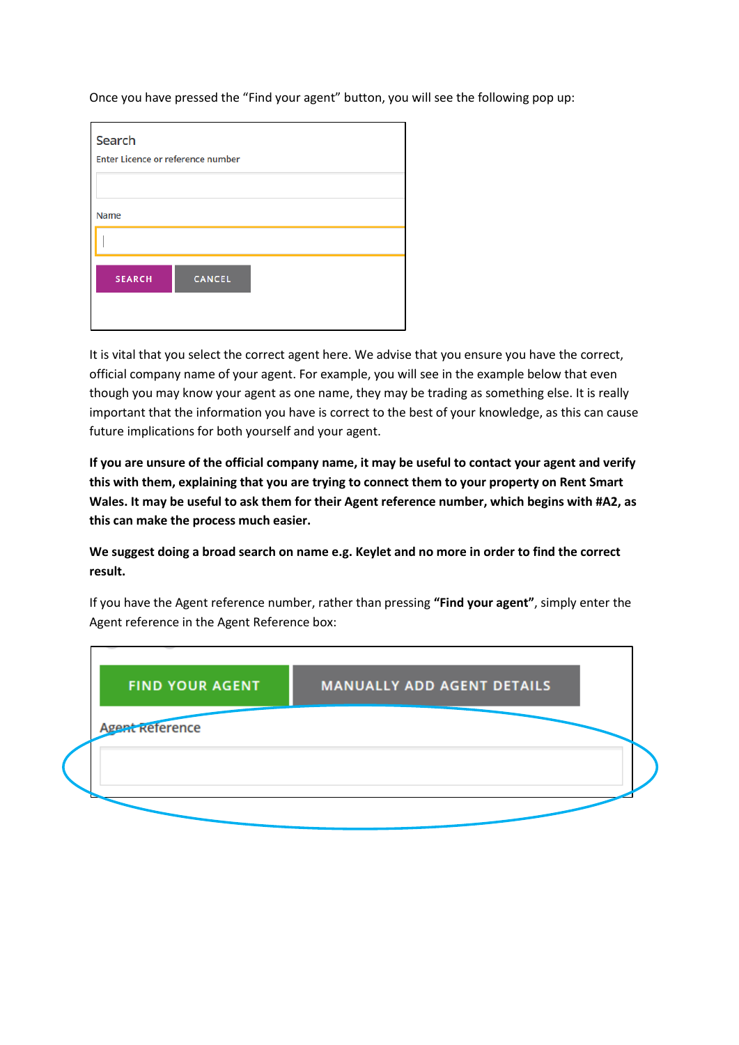Once you have pressed the “Find your agent” button, you will see the following pop up:

Search
Enter Licence or reference number

Name

SEARCH CANCEL

It is vital that you select the correct agent here. We advise that you ensure you have the correct, official company name of your agent. For example, you will see in the example below that even though you may know your agent as one name, they may be trading as something else. It is really important that the information you have is correct to the best of your knowledge, as this can cause future implications for both yourself and your agent.

**If you are unsure of the official company name, it may be useful to contact your agent and verify this with them, explaining that you are trying to connect them to your property on Rent Smart Wales. It may be useful to ask them for their Agent reference number, which begins with #A2, as this can make the process much easier.**

**We suggest doing a broad search on name e.g. Keylet and no more in order to find the correct result.**

If you have the Agent reference number, rather than pressing **“Find your agent”**, simply enter the Agent reference in the Agent Reference box:

FIND YOUR AGENT MANUALLY ADD AGENT DETAILS

Agent Reference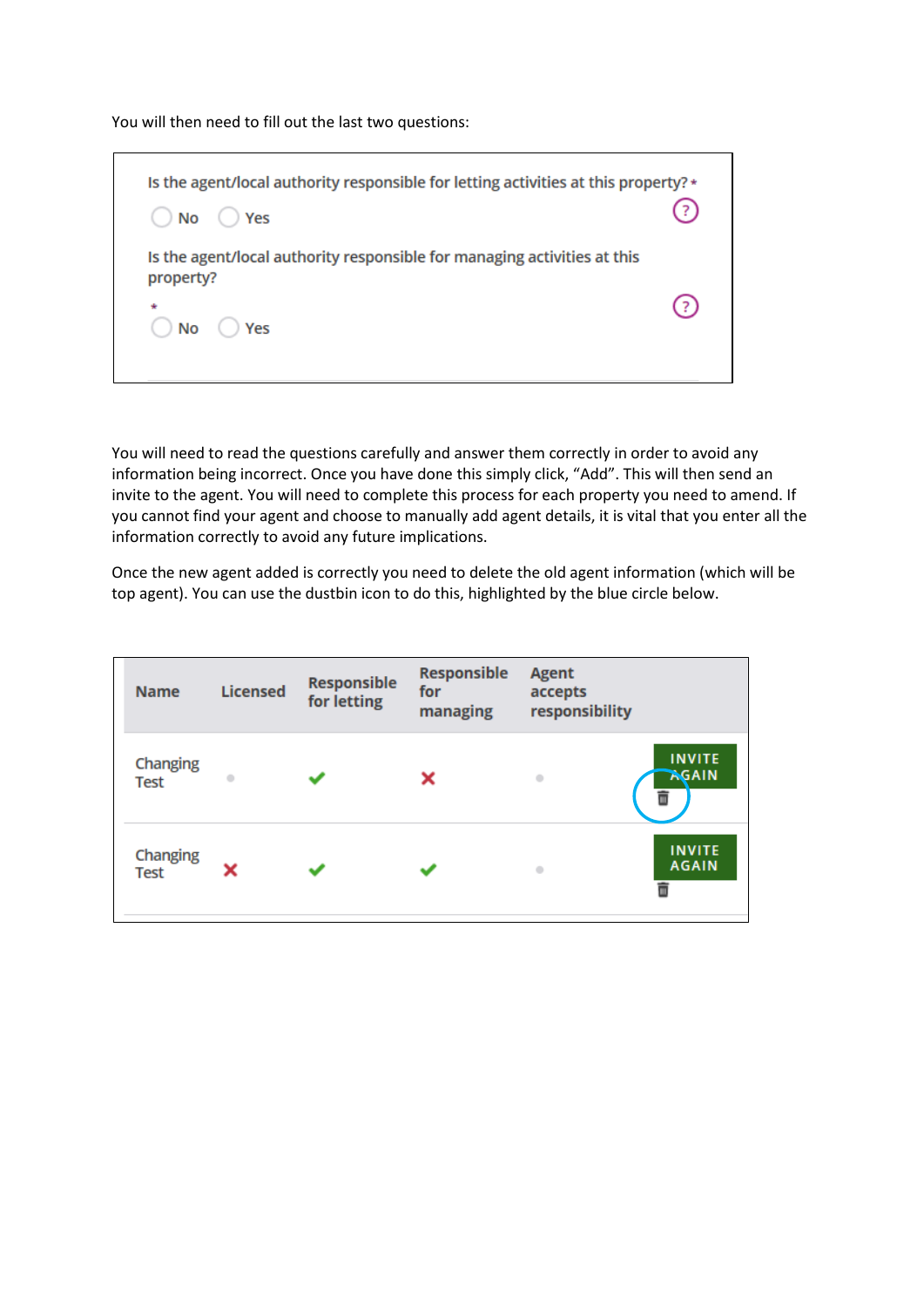You will then need to fill out the last two questions:

Is the agent/local authority responsible for letting activities at this property? *

No   Yes

Is the agent/local authority responsible for managing activities at this property?

*

No   Yes

You will need to read the questions carefully and answer them correctly in order to avoid any information being incorrect. Once you have done this simply click, “Add”. This will then send an invite to the agent. You will need to complete this process for each property you need to amend. If you cannot find your agent and choose to manually add agent details, it is vital that you enter all the information correctly to avoid any future implications.

Once the new agent added is correctly you need to delete the old agent information (which will be top agent). You can use the dustbin icon to do this, highlighted by the blue circle below.

| Name | Licensed | Responsible for letting | Responsible for managing | Agent accepts responsibility | |
|---|---|---|---|---|---|
| Changing Test | • | ✔ | ✘ | • | INVITE AGAIN |
| Changing Test | ✘ | ✔ | ✔ | • | INVITE AGAIN |